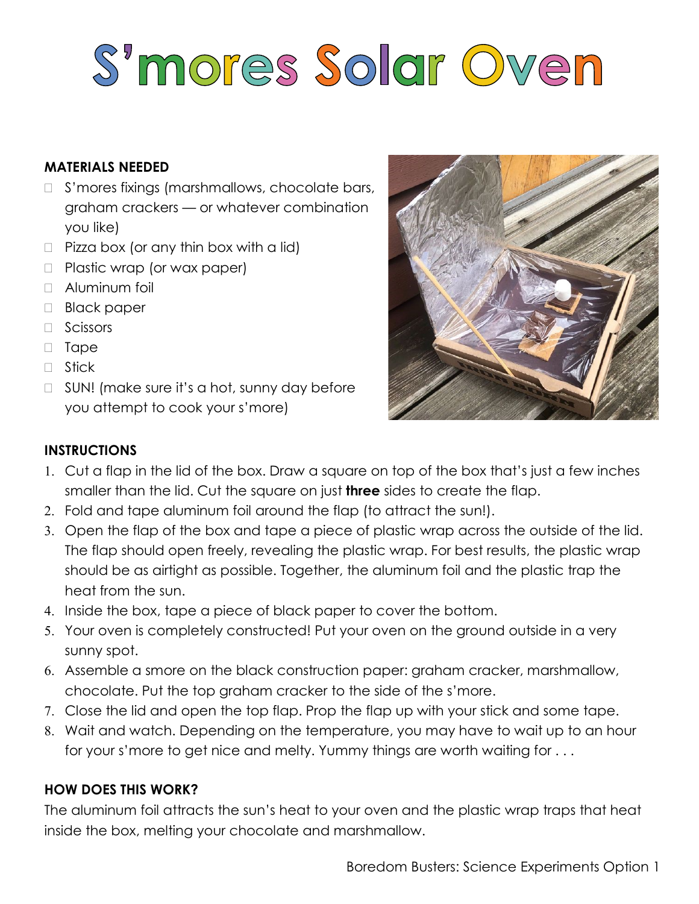# S'mores Solar Oven

**MATERIALS NEEDED**

- S'mores fixings (marshmallows, chocolate bars, graham crackers — or whatever combination you like)
- Pizza box (or any thin box with a lid)
- Plastic wrap (or wax paper)
- Aluminum foil
- Black paper
- Scissors
- Tape
- Stick
- SUN! (make sure it's a hot, sunny day before you attempt to cook your s'more)

**INSTRUCTIONS**

1. Cut a flap in the lid of the box. Draw a square on top of the box that's just a few inches smaller than the lid. Cut the square on just **three** sides to create the flap.
2. Fold and tape aluminum foil around the flap (to attract the sun!).
3. Open the flap of the box and tape a piece of plastic wrap across the outside of the lid. The flap should open freely, revealing the plastic wrap. For best results, the plastic wrap should be as airtight as possible. Together, the aluminum foil and the plastic trap the heat from the sun.
4. Inside the box, tape a piece of black paper to cover the bottom.
5. Your oven is completely constructed! Put your oven on the ground outside in a very sunny spot.
6. Assemble a smore on the black construction paper: graham cracker, marshmallow, chocolate. Put the top graham cracker to the side of the s'more.
7. Close the lid and open the top flap. Prop the flap up with your stick and some tape.
8. Wait and watch. Depending on the temperature, you may have to wait up to an hour for your s'more to get nice and melty. Yummy things are worth waiting for . . .

**HOW DOES THIS WORK?**

The aluminum foil attracts the sun's heat to your oven and the plastic wrap traps that heat inside the box, melting your chocolate and marshmallow.

Boredom Busters: Science Experiments Option 1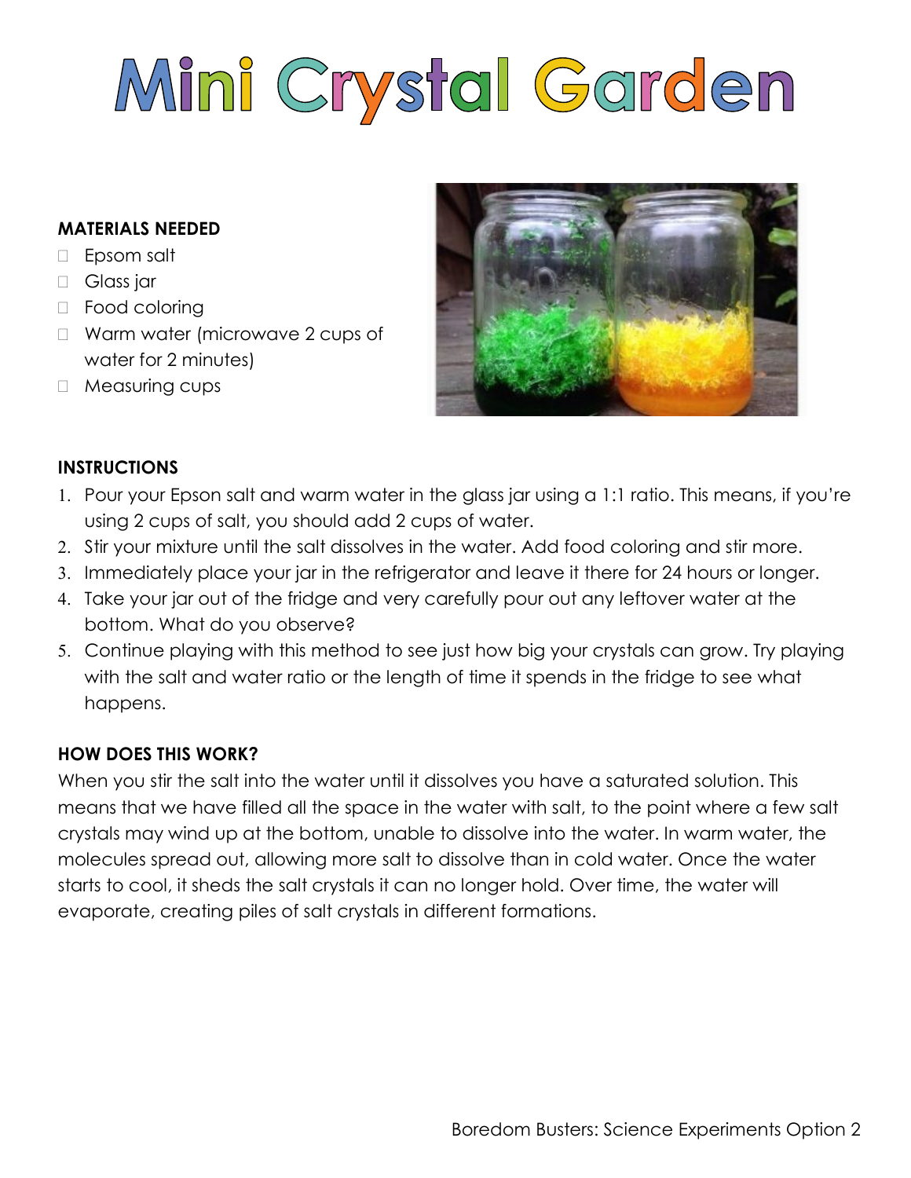# Mini Crystal Garden

**MATERIALS NEEDED**

- Epsom salt
- Glass jar
- Food coloring
- Warm water (microwave 2 cups of water for 2 minutes)
- Measuring cups

**INSTRUCTIONS**

1. Pour your Epson salt and warm water in the glass jar using a 1:1 ratio. This means, if you're using 2 cups of salt, you should add 2 cups of water.
2. Stir your mixture until the salt dissolves in the water. Add food coloring and stir more.
3. Immediately place your jar in the refrigerator and leave it there for 24 hours or longer.
4. Take your jar out of the fridge and very carefully pour out any leftover water at the bottom. What do you observe?
5. Continue playing with this method to see just how big your crystals can grow. Try playing with the salt and water ratio or the length of time it spends in the fridge to see what happens.

**HOW DOES THIS WORK?**

When you stir the salt into the water until it dissolves you have a saturated solution. This means that we have filled all the space in the water with salt, to the point where a few salt crystals may wind up at the bottom, unable to dissolve into the water. In warm water, the molecules spread out, allowing more salt to dissolve than in cold water. Once the water starts to cool, it sheds the salt crystals it can no longer hold. Over time, the water will evaporate, creating piles of salt crystals in different formations.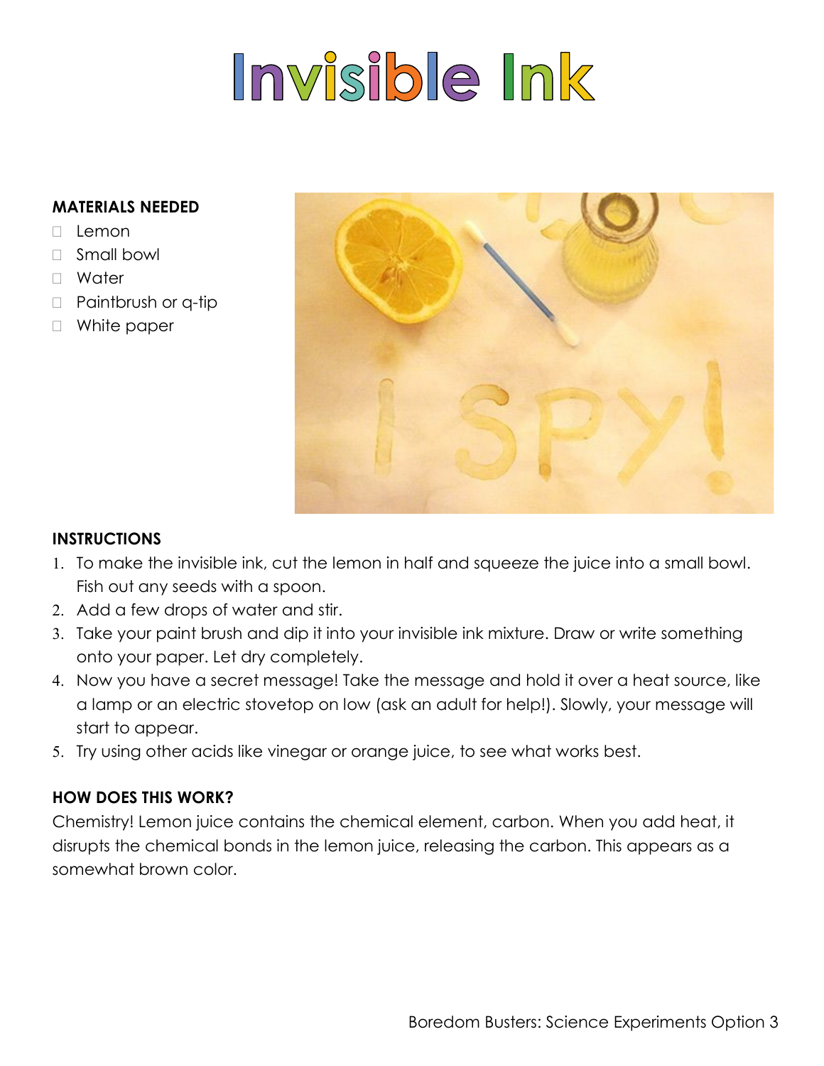# Invisible Ink

**MATERIALS NEEDED**

- Lemon
- Small bowl
- Water
- Paintbrush or q-tip
- White paper

**INSTRUCTIONS**

1. To make the invisible ink, cut the lemon in half and squeeze the juice into a small bowl. Fish out any seeds with a spoon.
2. Add a few drops of water and stir.
3. Take your paint brush and dip it into your invisible ink mixture. Draw or write something onto your paper. Let dry completely.
4. Now you have a secret message! Take the message and hold it over a heat source, like a lamp or an electric stovetop on low (ask an adult for help!). Slowly, your message will start to appear.
5. Try using other acids like vinegar or orange juice, to see what works best.

**HOW DOES THIS WORK?**

Chemistry! Lemon juice contains the chemical element, carbon. When you add heat, it disrupts the chemical bonds in the lemon juice, releasing the carbon. This appears as a somewhat brown color.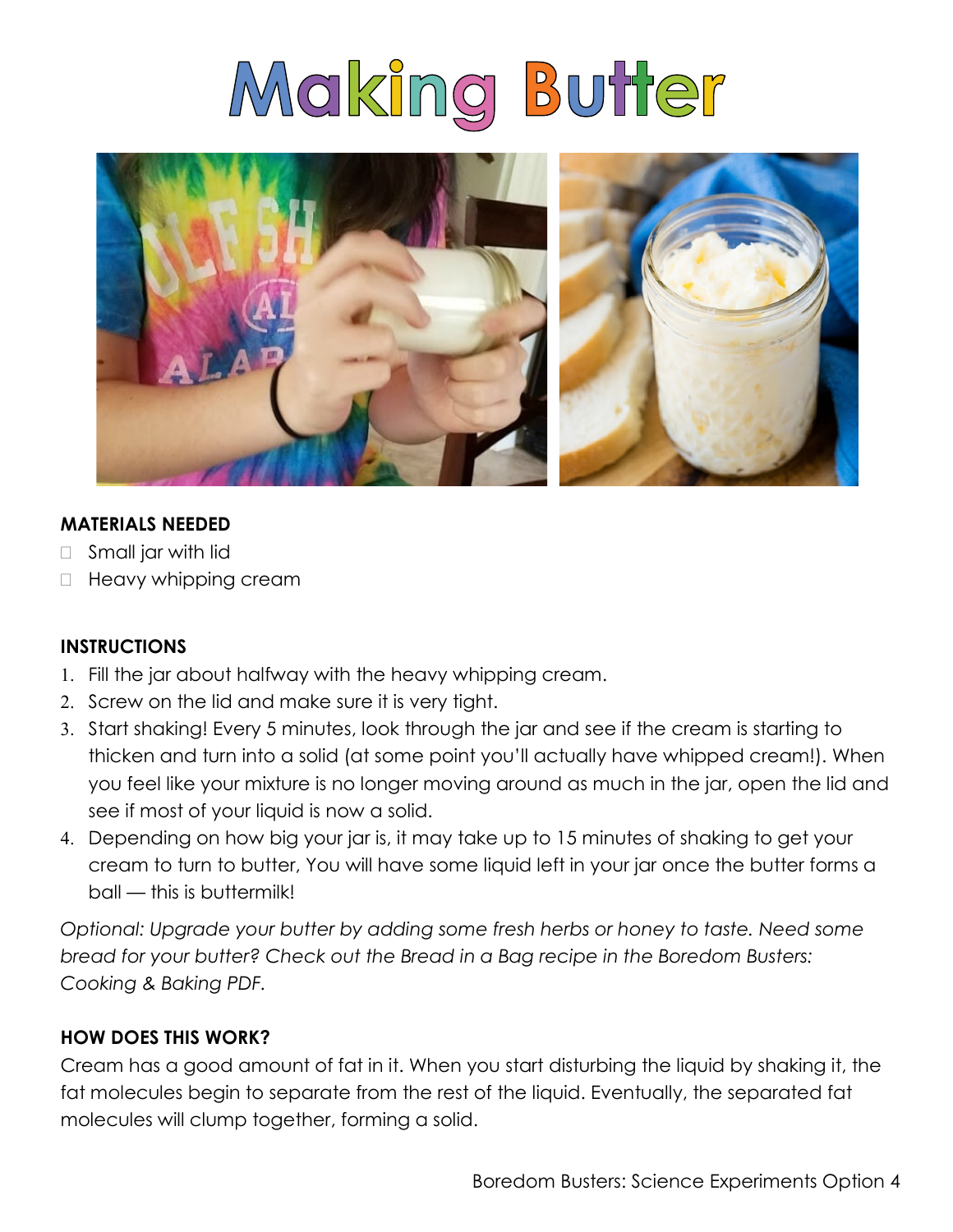# Making Butter

**MATERIALS NEEDED**

- Small jar with lid
- Heavy whipping cream

**INSTRUCTIONS**

1. Fill the jar about halfway with the heavy whipping cream.
2. Screw on the lid and make sure it is very tight.
3. Start shaking! Every 5 minutes, look through the jar and see if the cream is starting to thicken and turn into a solid (at some point you'll actually have whipped cream!). When you feel like your mixture is no longer moving around as much in the jar, open the lid and see if most of your liquid is now a solid.
4. Depending on how big your jar is, it may take up to 15 minutes of shaking to get your cream to turn to butter, You will have some liquid left in your jar once the butter forms a ball — this is buttermilk!

*Optional: Upgrade your butter by adding some fresh herbs or honey to taste. Need some bread for your butter? Check out the Bread in a Bag recipe in the Boredom Busters: Cooking & Baking PDF.*

**HOW DOES THIS WORK?**

Cream has a good amount of fat in it. When you start disturbing the liquid by shaking it, the fat molecules begin to separate from the rest of the liquid. Eventually, the separated fat molecules will clump together, forming a solid.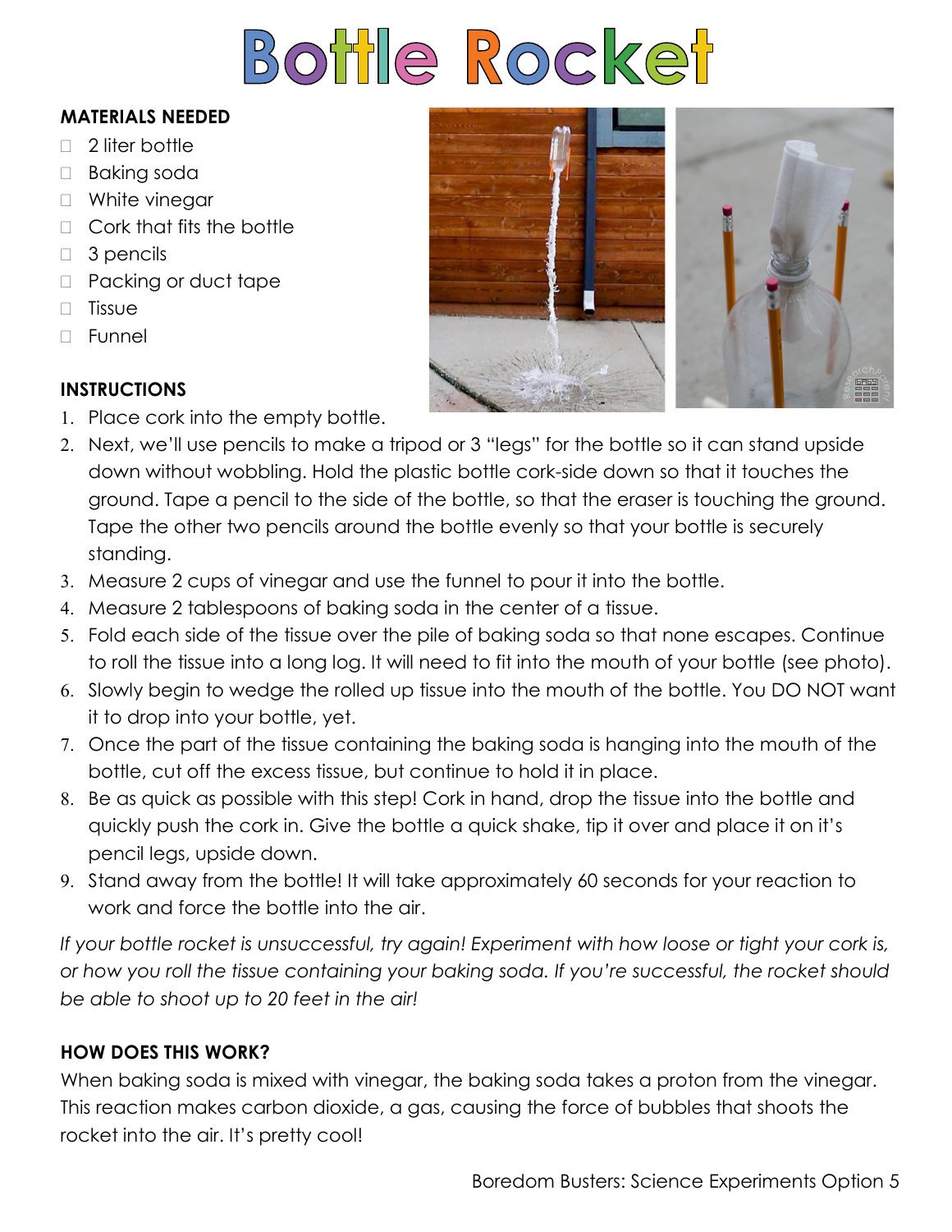# Bottle Rocket

**MATERIALS NEEDED**

- 2 liter bottle
- Baking soda
- White vinegar
- Cork that fits the bottle
- 3 pencils
- Packing or duct tape
- Tissue
- Funnel

**INSTRUCTIONS**

1. Place cork into the empty bottle.
2. Next, we'll use pencils to make a tripod or 3 "legs" for the bottle so it can stand upside down without wobbling. Hold the plastic bottle cork-side down so that it touches the ground. Tape a pencil to the side of the bottle, so that the eraser is touching the ground. Tape the other two pencils around the bottle evenly so that your bottle is securely standing.
3. Measure 2 cups of vinegar and use the funnel to pour it into the bottle.
4. Measure 2 tablespoons of baking soda in the center of a tissue.
5. Fold each side of the tissue over the pile of baking soda so that none escapes. Continue to roll the tissue into a long log. It will need to fit into the mouth of your bottle (see photo).
6. Slowly begin to wedge the rolled up tissue into the mouth of the bottle. You DO NOT want it to drop into your bottle, yet.
7. Once the part of the tissue containing the baking soda is hanging into the mouth of the bottle, cut off the excess tissue, but continue to hold it in place.
8. Be as quick as possible with this step! Cork in hand, drop the tissue into the bottle and quickly push the cork in. Give the bottle a quick shake, tip it over and place it on it's pencil legs, upside down.
9. Stand away from the bottle! It will take approximately 60 seconds for your reaction to work and force the bottle into the air.

*If your bottle rocket is unsuccessful, try again! Experiment with how loose or tight your cork is, or how you roll the tissue containing your baking soda. If you're successful, the rocket should be able to shoot up to 20 feet in the air!*

**HOW DOES THIS WORK?**

When baking soda is mixed with vinegar, the baking soda takes a proton from the vinegar. This reaction makes carbon dioxide, a gas, causing the force of bubbles that shoots the rocket into the air. It's pretty cool!

Boredom Busters: Science Experiments Option 5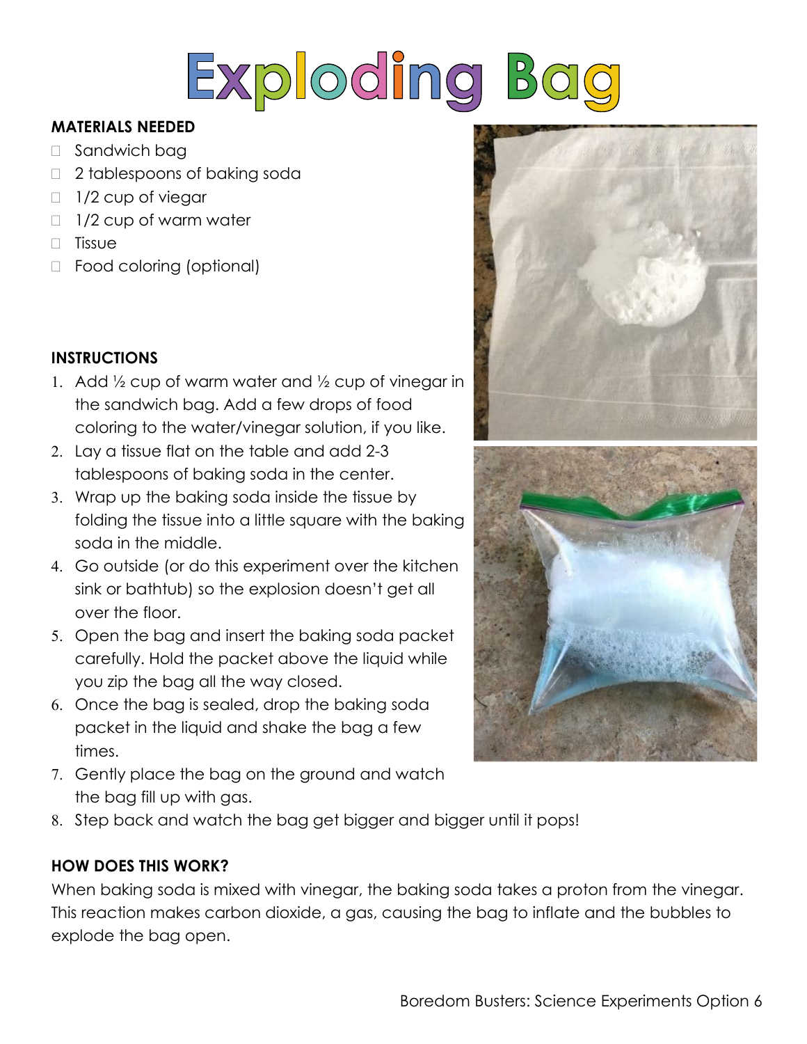# Exploding Bag

**MATERIALS NEEDED**

- Sandwich bag
- 2 tablespoons of baking soda
- 1/2 cup of viegar
- 1/2 cup of warm water
- Tissue
- Food coloring (optional)

**INSTRUCTIONS**

1. Add ½ cup of warm water and ½ cup of vinegar in the sandwich bag. Add a few drops of food coloring to the water/vinegar solution, if you like.
2. Lay a tissue flat on the table and add 2-3 tablespoons of baking soda in the center.
3. Wrap up the baking soda inside the tissue by folding the tissue into a little square with the baking soda in the middle.
4. Go outside (or do this experiment over the kitchen sink or bathtub) so the explosion doesn't get all over the floor.
5. Open the bag and insert the baking soda packet carefully. Hold the packet above the liquid while you zip the bag all the way closed.
6. Once the bag is sealed, drop the baking soda packet in the liquid and shake the bag a few times.
7. Gently place the bag on the ground and watch the bag fill up with gas.
8. Step back and watch the bag get bigger and bigger until it pops!

**HOW DOES THIS WORK?**

When baking soda is mixed with vinegar, the baking soda takes a proton from the vinegar. This reaction makes carbon dioxide, a gas, causing the bag to inflate and the bubbles to explode the bag open.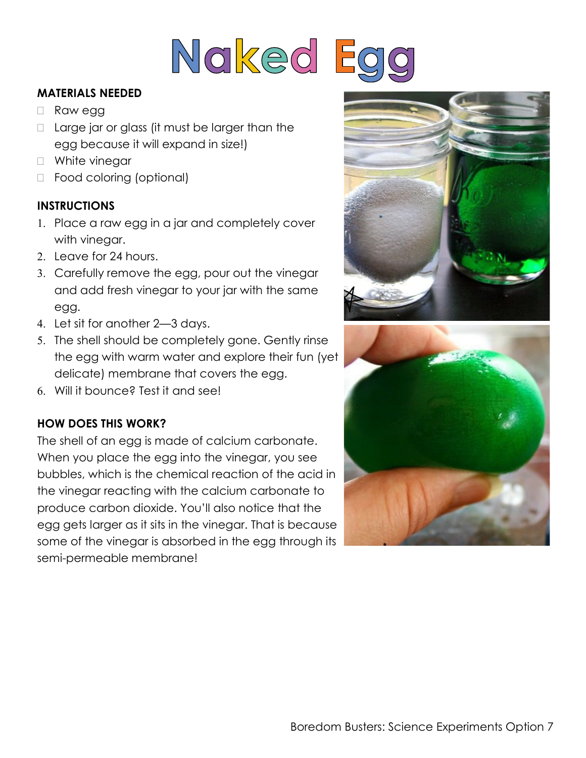# Naked Egg

**MATERIALS NEEDED**

- Raw egg
- Large jar or glass (it must be larger than the egg because it will expand in size!)
- White vinegar
- Food coloring (optional)

**INSTRUCTIONS**

1. Place a raw egg in a jar and completely cover with vinegar.
2. Leave for 24 hours.
3. Carefully remove the egg, pour out the vinegar and add fresh vinegar to your jar with the same egg.
4. Let sit for another 2—3 days.
5. The shell should be completely gone. Gently rinse the egg with warm water and explore their fun (yet delicate) membrane that covers the egg.
6. Will it bounce? Test it and see!

**HOW DOES THIS WORK?**

The shell of an egg is made of calcium carbonate. When you place the egg into the vinegar, you see bubbles, which is the chemical reaction of the acid in the vinegar reacting with the calcium carbonate to produce carbon dioxide. You'll also notice that the egg gets larger as it sits in the vinegar. That is because some of the vinegar is absorbed in the egg through its semi-permeable membrane!